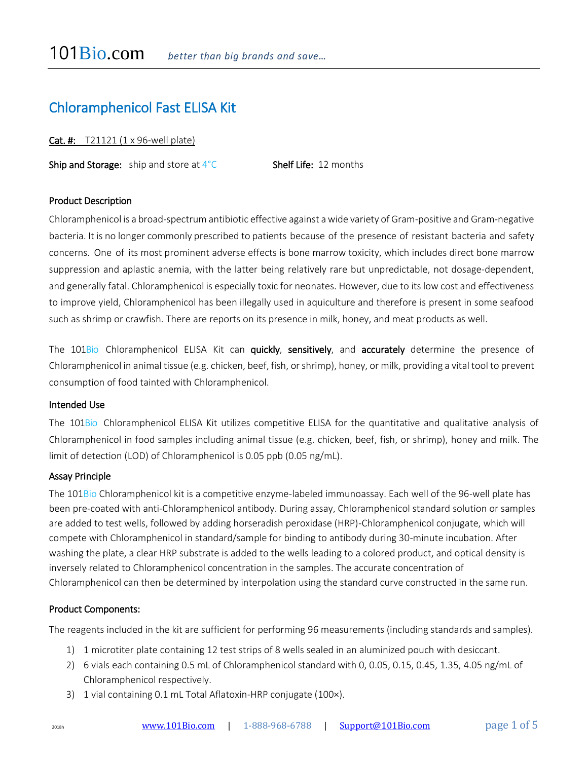101Bio.com *better than big brands and save…*

# Chloramphenicol Fast ELISA Kit

**Cat. #:** T21121 (1 x 96-well plate)

**Ship and Storage:** ship and store at 4°C **Shelf Life:** 12 months

## Product Description

Chloramphenicol is a broad-spectrum antibiotic effective against a wide variety of Gram-positive and Gram-negative bacteria. It is no longer commonly prescribed to patients because of the presence of resistant bacteria and safety concerns. One of its most prominent adverse effects is bone marrow toxicity, which includes direct bone marrow suppression and aplastic anemia, with the latter being relatively rare but unpredictable, not dosage-dependent, and generally fatal. Chloramphenicol is especially toxic for neonates. However, due to its low cost and effectiveness to improve yield, Chloramphenicol has been illegally used in aquiculture and therefore is present in some seafood such as shrimp or crawfish. There are reports on its presence in milk, honey, and meat products as well.

The 101Bio Chloramphenicol ELISA Kit can **quickly**, **sensitively**, and **accurately** determine the presence of Chloramphenicol in animal tissue (e.g. chicken, beef, fish, or shrimp), honey, or milk, providing a vital tool to prevent consumption of food tainted with Chloramphenicol.

## Intended Use

The 101Bio Chloramphenicol ELISA Kit utilizes competitive ELISA for the quantitative and qualitative analysis of Chloramphenicol in food samples including animal tissue (e.g. chicken, beef, fish, or shrimp), honey and milk. The limit of detection (LOD) of Chloramphenicol is 0.05 ppb (0.05 ng/mL).

## Assay Principle

The 101Bio Chloramphenicol kit is a competitive enzyme-labeled immunoassay. Each well of the 96-well plate has been pre-coated with anti-Chloramphenicol antibody. During assay, Chloramphenicol standard solution or samples are added to test wells, followed by adding horseradish peroxidase (HRP)-Chloramphenicol conjugate, which will compete with Chloramphenicol in standard/sample for binding to antibody during 30-minute incubation. After washing the plate, a clear HRP substrate is added to the wells leading to a colored product, and optical density is inversely related to Chloramphenicol concentration in the samples. The accurate concentration of Chloramphenicol can then be determined by interpolation using the standard curve constructed in the same run.

## Product Components:

The reagents included in the kit are sufficient for performing 96 measurements (including standards and samples).

1) 1 microtiter plate containing 12 test strips of 8 wells sealed in an aluminized pouch with desiccant.
2) 6 vials each containing 0.5 mL of Chloramphenicol standard with 0, 0.05, 0.15, 0.45, 1.35, 4.05 ng/mL of Chloramphenicol respectively.
3) 1 vial containing 0.1 mL Total Aflatoxin-HRP conjugate (100×).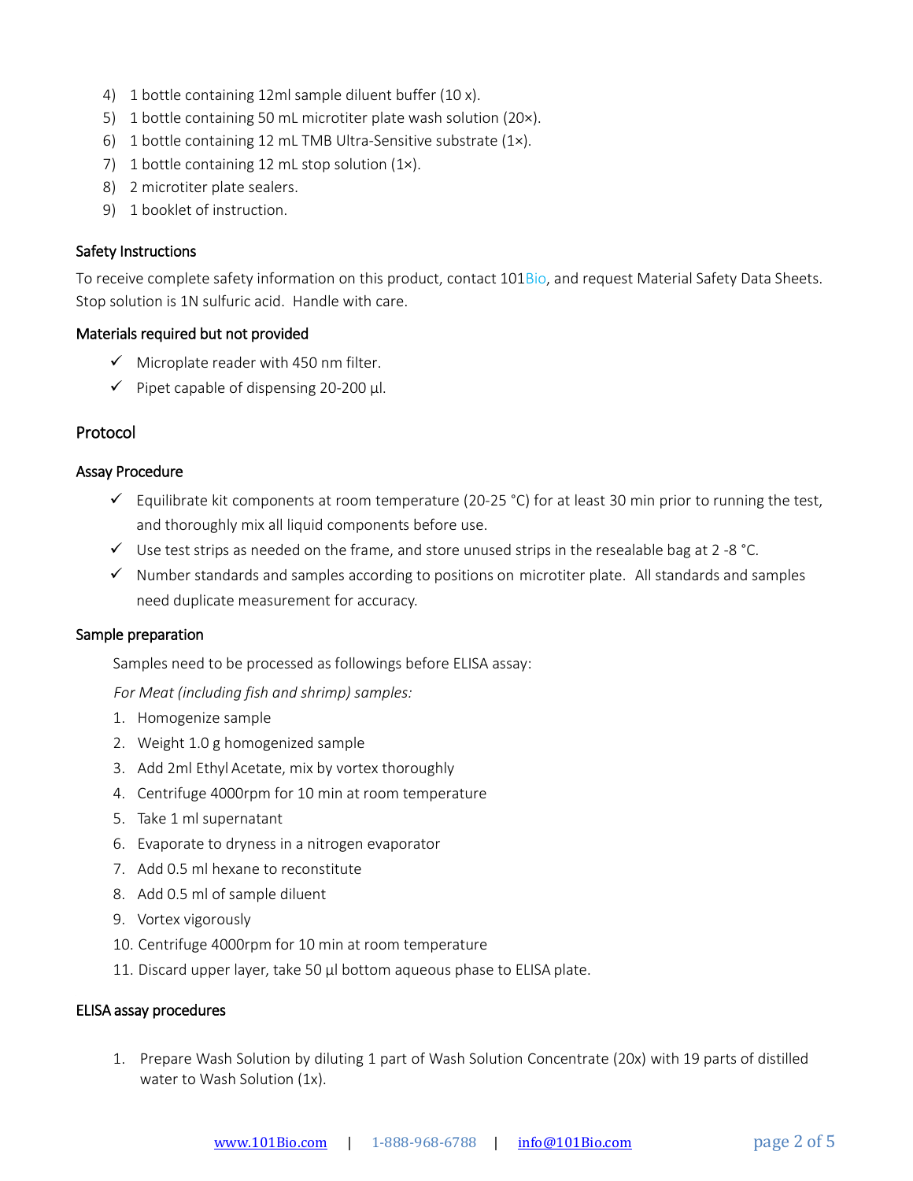4) 1 bottle containing 12ml sample diluent buffer (10 x).
5) 1 bottle containing 50 mL microtiter plate wash solution (20×).
6) 1 bottle containing 12 mL TMB Ultra-Sensitive substrate (1×).
7) 1 bottle containing 12 mL stop solution (1×).
8) 2 microtiter plate sealers.
9) 1 booklet of instruction.

### Safety Instructions

To receive complete safety information on this product, contact 101Bio, and request Material Safety Data Sheets. Stop solution is 1N sulfuric acid. Handle with care.

### Materials required but not provided

- ✓ Microplate reader with 450 nm filter.
- ✓ Pipet capable of dispensing 20-200 µl.

## Protocol

### Assay Procedure

- ✓ Equilibrate kit components at room temperature (20-25 °C) for at least 30 min prior to running the test, and thoroughly mix all liquid components before use.
- ✓ Use test strips as needed on the frame, and store unused strips in the resealable bag at 2 -8 °C.
- ✓ Number standards and samples according to positions on microtiter plate. All standards and samples need duplicate measurement for accuracy.

### Sample preparation

Samples need to be processed as followings before ELISA assay:

*For Meat (including fish and shrimp) samples:*

1. Homogenize sample
2. Weight 1.0 g homogenized sample
3. Add 2ml Ethyl Acetate, mix by vortex thoroughly
4. Centrifuge 4000rpm for 10 min at room temperature
5. Take 1 ml supernatant
6. Evaporate to dryness in a nitrogen evaporator
7. Add 0.5 ml hexane to reconstitute
8. Add 0.5 ml of sample diluent
9. Vortex vigorously
10. Centrifuge 4000rpm for 10 min at room temperature
11. Discard upper layer, take 50 µl bottom aqueous phase to ELISA plate.

### ELISA assay procedures

1. Prepare Wash Solution by diluting 1 part of Wash Solution Concentrate (20x) with 19 parts of distilled water to Wash Solution (1x).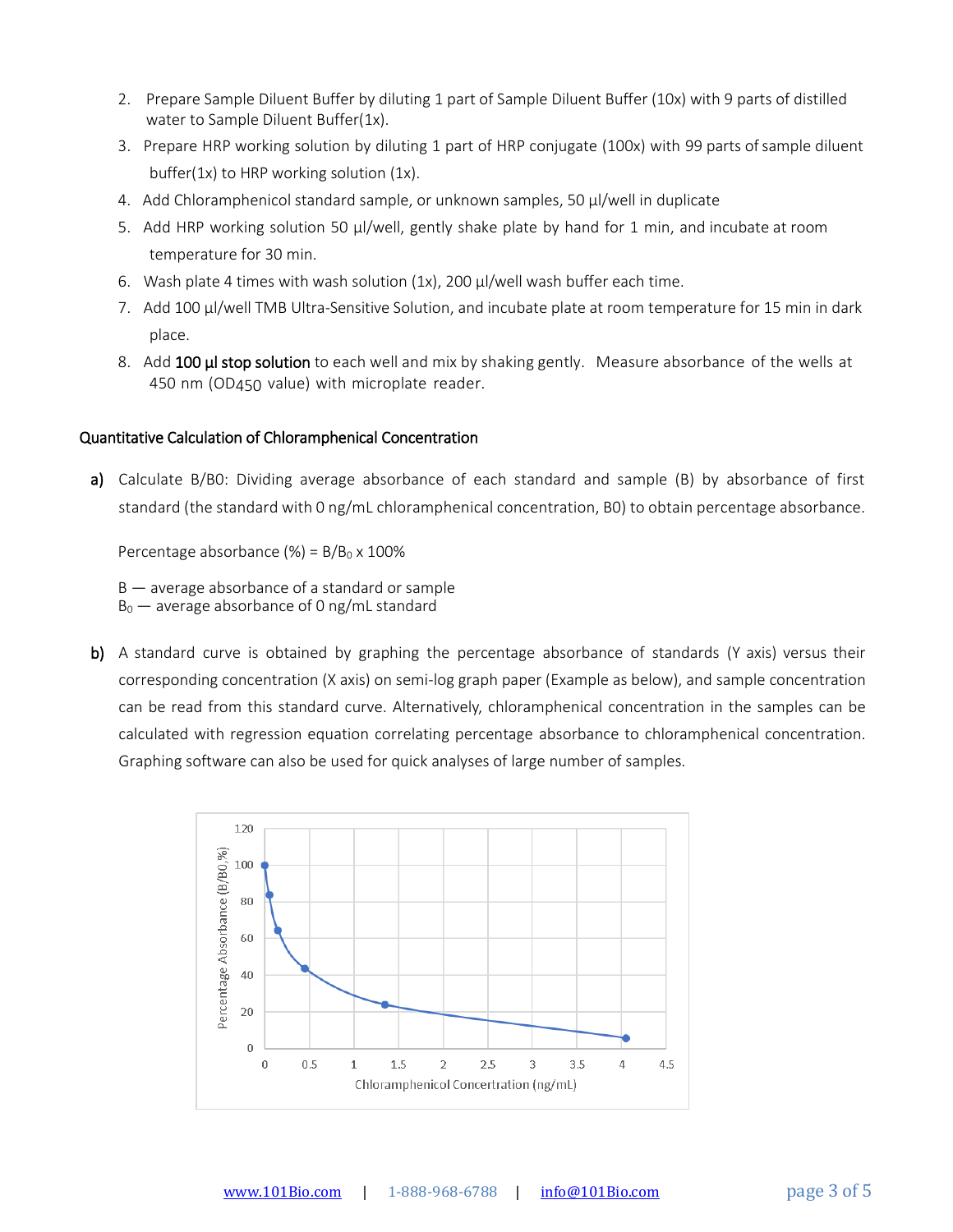2. Prepare Sample Diluent Buffer by diluting 1 part of Sample Diluent Buffer (10x) with 9 parts of distilled water to Sample Diluent Buffer(1x).
3. Prepare HRP working solution by diluting 1 part of HRP conjugate (100x) with 99 parts of sample diluent buffer(1x) to HRP working solution (1x).
4. Add Chloramphenicol standard sample, or unknown samples, 50 µl/well in duplicate
5. Add HRP working solution 50 µl/well, gently shake plate by hand for 1 min, and incubate at room temperature for 30 min.
6. Wash plate 4 times with wash solution (1x), 200 µl/well wash buffer each time.
7. Add 100 µl/well TMB Ultra-Sensitive Solution, and incubate plate at room temperature for 15 min in dark place.
8. Add **100 µl stop solution** to each well and mix by shaking gently. Measure absorbance of the wells at 450 nm ($OD_{450}$ value) with microplate reader.

## Quantitative Calculation of Chloramphenical Concentration

**a)** Calculate B/B0: Dividing average absorbance of each standard and sample (B) by absorbance of first standard (the standard with 0 ng/mL chloramphenical concentration, B0) to obtain percentage absorbance.

Percentage absorbance (%) = $B/B_0$ x 100%

B — average absorbance of a standard or sample
$B_0$ — average absorbance of 0 ng/mL standard

**b)** A standard curve is obtained by graphing the percentage absorbance of standards (Y axis) versus their corresponding concentration (X axis) on semi-log graph paper (Example as below), and sample concentration can be read from this standard curve. Alternatively, chloramphenical concentration in the samples can be calculated with regression equation correlating percentage absorbance to chloramphenical concentration. Graphing software can also be used for quick analyses of large number of samples.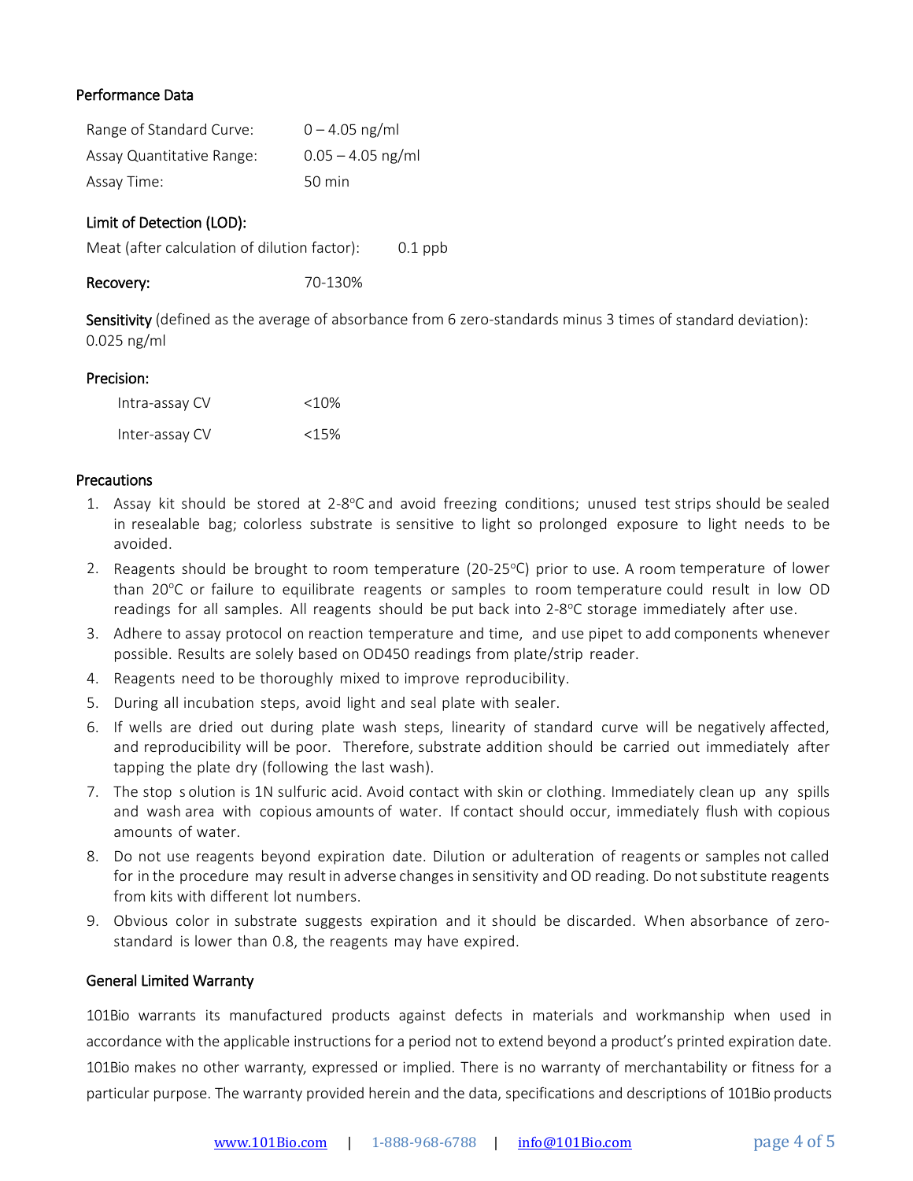## Performance Data

| | |
|---|---|
| Range of Standard Curve: | 0 – 4.05 ng/ml |
| Assay Quantitative Range: | 0.05 – 4.05 ng/ml |
| Assay Time: | 50 min |

### Limit of Detection (LOD):

Meat (after calculation of dilution factor): 0.1 ppb

**Recovery:** 70-130%

**Sensitivity** (defined as the average of absorbance from 6 zero-standards minus 3 times of standard deviation): 0.025 ng/ml

### Precision:

| | |
|---|---|
| Intra-assay CV | <10% |
| Inter-assay CV | <15% |

## Precautions

1. Assay kit should be stored at 2-8°C and avoid freezing conditions; unused test strips should be sealed in resealable bag; colorless substrate is sensitive to light so prolonged exposure to light needs to be avoided.
2. Reagents should be brought to room temperature (20-25°C) prior to use. A room temperature of lower than 20°C or failure to equilibrate reagents or samples to room temperature could result in low OD readings for all samples. All reagents should be put back into 2-8°C storage immediately after use.
3. Adhere to assay protocol on reaction temperature and time, and use pipet to add components whenever possible. Results are solely based on OD450 readings from plate/strip reader.
4. Reagents need to be thoroughly mixed to improve reproducibility.
5. During all incubation steps, avoid light and seal plate with sealer.
6. If wells are dried out during plate wash steps, linearity of standard curve will be negatively affected, and reproducibility will be poor. Therefore, substrate addition should be carried out immediately after tapping the plate dry (following the last wash).
7. The stop solution is 1N sulfuric acid. Avoid contact with skin or clothing. Immediately clean up any spills and wash area with copious amounts of water. If contact should occur, immediately flush with copious amounts of water.
8. Do not use reagents beyond expiration date. Dilution or adulteration of reagents or samples not called for in the procedure may result in adverse changes in sensitivity and OD reading. Do not substitute reagents from kits with different lot numbers.
9. Obvious color in substrate suggests expiration and it should be discarded. When absorbance of zero-standard is lower than 0.8, the reagents may have expired.

### General Limited Warranty

101Bio warrants its manufactured products against defects in materials and workmanship when used in accordance with the applicable instructions for a period not to extend beyond a product's printed expiration date. 101Bio makes no other warranty, expressed or implied. There is no warranty of merchantability or fitness for a particular purpose. The warranty provided herein and the data, specifications and descriptions of 101Bio products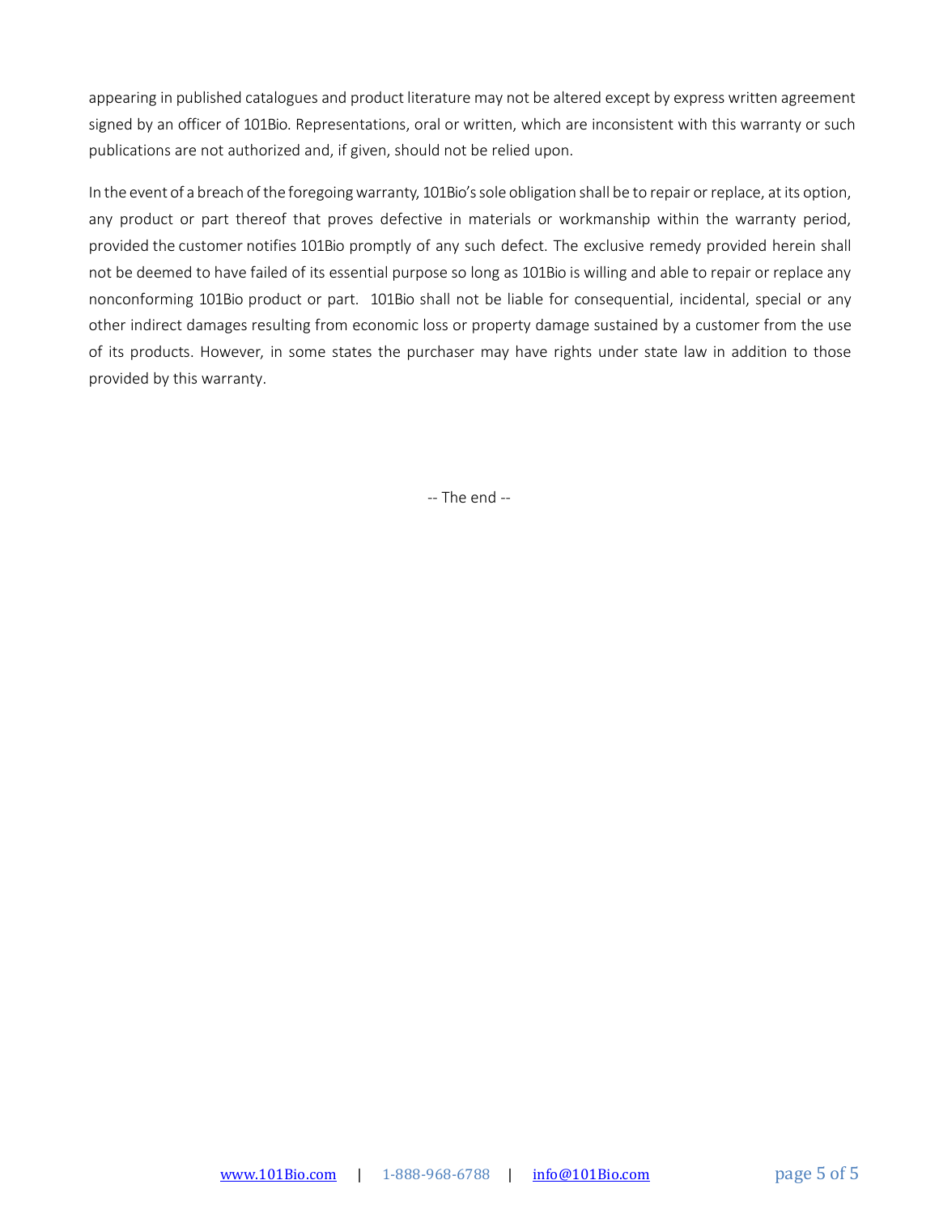appearing in published catalogues and product literature may not be altered except by express written agreement signed by an officer of 101Bio. Representations, oral or written, which are inconsistent with this warranty or such publications are not authorized and, if given, should not be relied upon.

In the event of a breach of the foregoing warranty, 101Bio's sole obligation shall be to repair or replace, at its option, any product or part thereof that proves defective in materials or workmanship within the warranty period, provided the customer notifies 101Bio promptly of any such defect. The exclusive remedy provided herein shall not be deemed to have failed of its essential purpose so long as 101Bio is willing and able to repair or replace any nonconforming 101Bio product or part. 101Bio shall not be liable for consequential, incidental, special or any other indirect damages resulting from economic loss or property damage sustained by a customer from the use of its products. However, in some states the purchaser may have rights under state law in addition to those provided by this warranty.

-- The end --